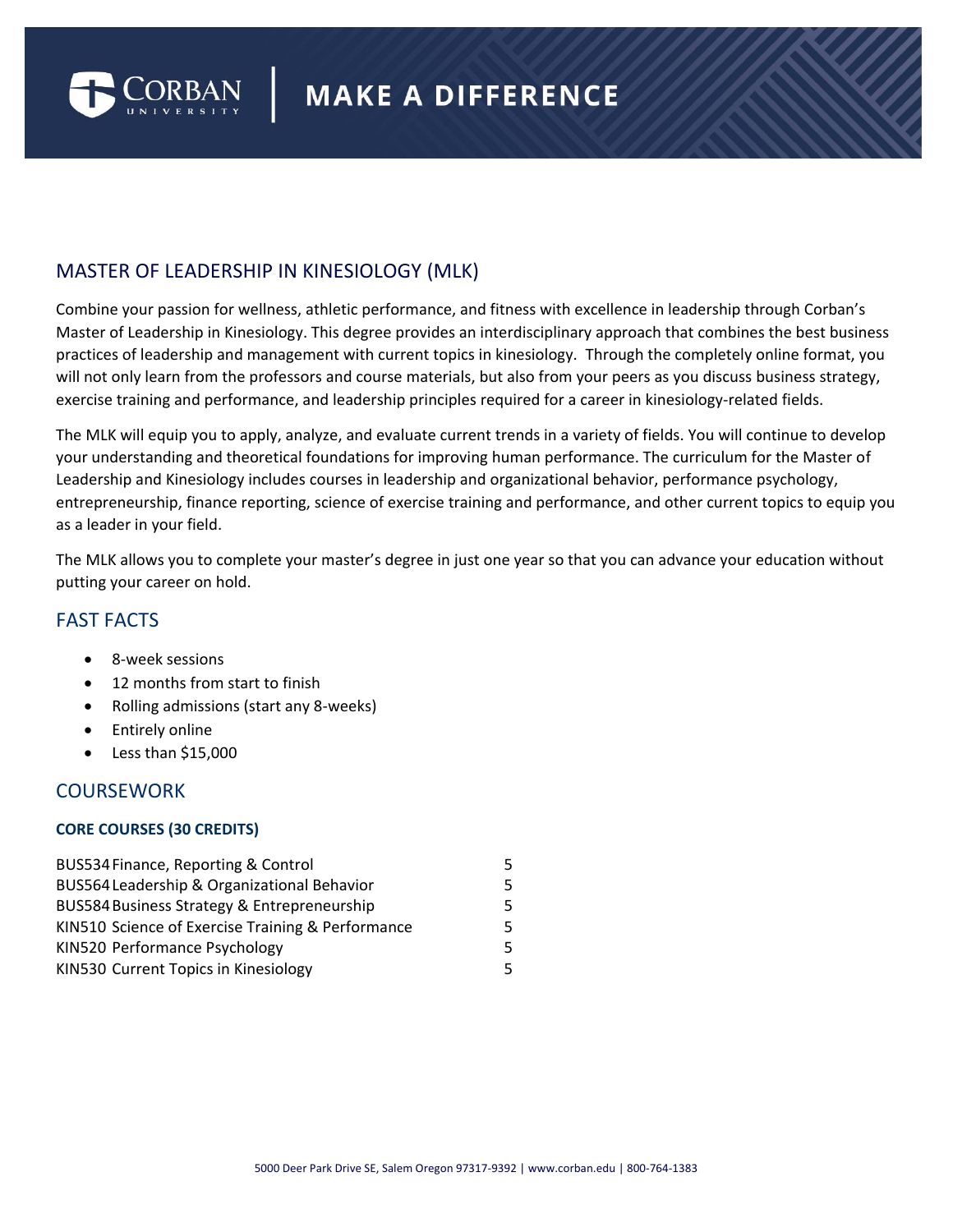# MASTER OF LEADERSHIP IN KINESIOLOGY (MLK)

Combine your passion for wellness, athletic performance, and fitness with excellence in leadership through Corban's Master of Leadership in Kinesiology. This degree provides an interdisciplinary approach that combines the best business practices of leadership and management with current topics in kinesiology. Through the completely online format, you will not only learn from the professors and course materials, but also from your peers as you discuss business strategy, exercise training and performance, and leadership principles required for a career in kinesiology-related fields.

The MLK will equip you to apply, analyze, and evaluate current trends in a variety of fields. You will continue to develop your understanding and theoretical foundations for improving human performance. The curriculum for the Master of Leadership and Kinesiology includes courses in leadership and organizational behavior, performance psychology, entrepreneurship, finance reporting, science of exercise training and performance, and other current topics to equip you as a leader in your field.

The MLK allows you to complete your master's degree in just one year so that you can advance your education without putting your career on hold.

## FAST FACTS

- 8-week sessions
- 12 months from start to finish
- Rolling admissions (start any 8-weeks)
- Entirely online
- Less than $15,000

## COURSEWORK

### CORE COURSES (30 CREDITS)

| | | |
|---|---|---|
| BUS534 | Finance, Reporting & Control | 5 |
| BUS564 | Leadership & Organizational Behavior | 5 |
| BUS584 | Business Strategy & Entrepreneurship | 5 |
| KIN510 | Science of Exercise Training & Performance | 5 |
| KIN520 | Performance Psychology | 5 |
| KIN530 | Current Topics in Kinesiology | 5 |

5000 Deer Park Drive SE, Salem Oregon 97317-9392 | www.corban.edu | 800-764-1383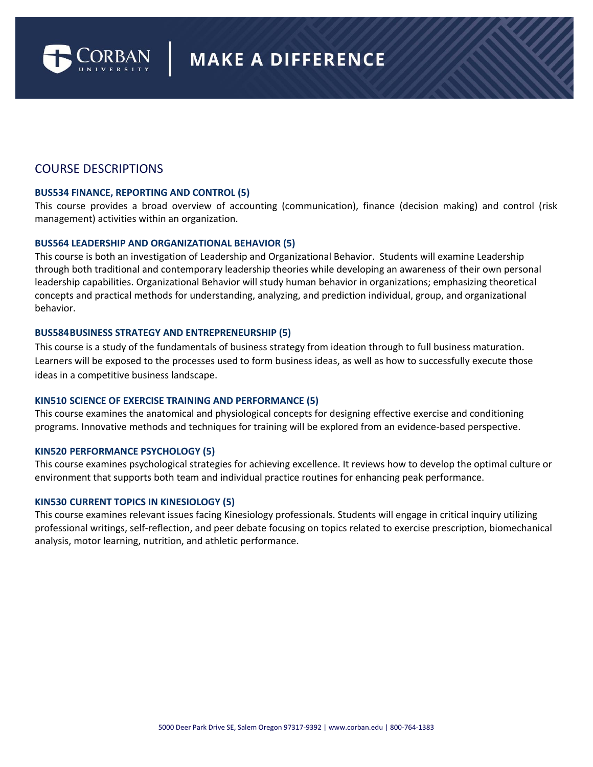## COURSE DESCRIPTIONS

### BUS534 FINANCE, REPORTING AND CONTROL (5)

This course provides a broad overview of accounting (communication), finance (decision making) and control (risk management) activities within an organization.

### BUS564 LEADERSHIP AND ORGANIZATIONAL BEHAVIOR (5)

This course is both an investigation of Leadership and Organizational Behavior. Students will examine Leadership through both traditional and contemporary leadership theories while developing an awareness of their own personal leadership capabilities. Organizational Behavior will study human behavior in organizations; emphasizing theoretical concepts and practical methods for understanding, analyzing, and prediction individual, group, and organizational behavior.

### BUS584 BUSINESS STRATEGY AND ENTREPRENEURSHIP (5)

This course is a study of the fundamentals of business strategy from ideation through to full business maturation. Learners will be exposed to the processes used to form business ideas, as well as how to successfully execute those ideas in a competitive business landscape.

### KIN510 SCIENCE OF EXERCISE TRAINING AND PERFORMANCE (5)

This course examines the anatomical and physiological concepts for designing effective exercise and conditioning programs. Innovative methods and techniques for training will be explored from an evidence-based perspective.

### KIN520 PERFORMANCE PSYCHOLOGY (5)

This course examines psychological strategies for achieving excellence. It reviews how to develop the optimal culture or environment that supports both team and individual practice routines for enhancing peak performance.

### KIN530 CURRENT TOPICS IN KINESIOLOGY (5)

This course examines relevant issues facing Kinesiology professionals. Students will engage in critical inquiry utilizing professional writings, self-reflection, and peer debate focusing on topics related to exercise prescription, biomechanical analysis, motor learning, nutrition, and athletic performance.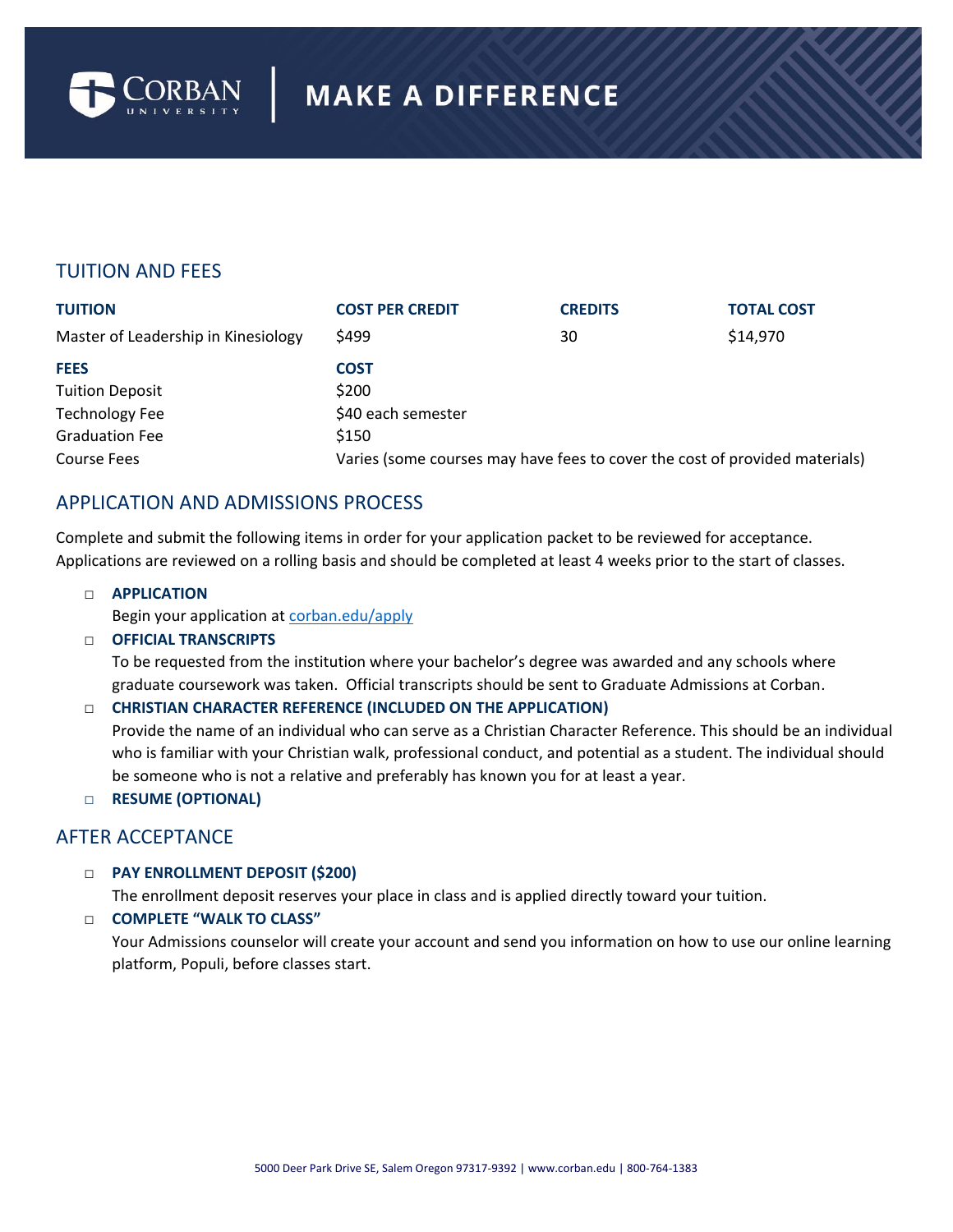MAKE A DIFFERENCE

## TUITION AND FEES

| TUITION | COST PER CREDIT | CREDITS | TOTAL COST |
|---|---|---|---|
| Master of Leadership in Kinesiology | $499 | 30 | $14,970 |

| FEES | COST |
|---|---|
| Tuition Deposit | $200 |
| Technology Fee | $40 each semester |
| Graduation Fee | $150 |
| Course Fees | Varies (some courses may have fees to cover the cost of provided materials) |

## APPLICATION AND ADMISSIONS PROCESS

Complete and submit the following items in order for your application packet to be reviewed for acceptance. Applications are reviewed on a rolling basis and should be completed at least 4 weeks prior to the start of classes.

- ☐ **APPLICATION**
  Begin your application at corban.edu/apply
- ☐ **OFFICIAL TRANSCRIPTS**
  To be requested from the institution where your bachelor's degree was awarded and any schools where graduate coursework was taken. Official transcripts should be sent to Graduate Admissions at Corban.
- ☐ **CHRISTIAN CHARACTER REFERENCE (INCLUDED ON THE APPLICATION)**
  Provide the name of an individual who can serve as a Christian Character Reference. This should be an individual who is familiar with your Christian walk, professional conduct, and potential as a student. The individual should be someone who is not a relative and preferably has known you for at least a year.
- ☐ **RESUME (OPTIONAL)**

## AFTER ACCEPTANCE

- ☐ **PAY ENROLLMENT DEPOSIT ($200)**
  The enrollment deposit reserves your place in class and is applied directly toward your tuition.
- ☐ **COMPLETE "WALK TO CLASS"**
  Your Admissions counselor will create your account and send you information on how to use our online learning platform, Populi, before classes start.

5000 Deer Park Drive SE, Salem Oregon 97317-9392 | www.corban.edu | 800-764-1383